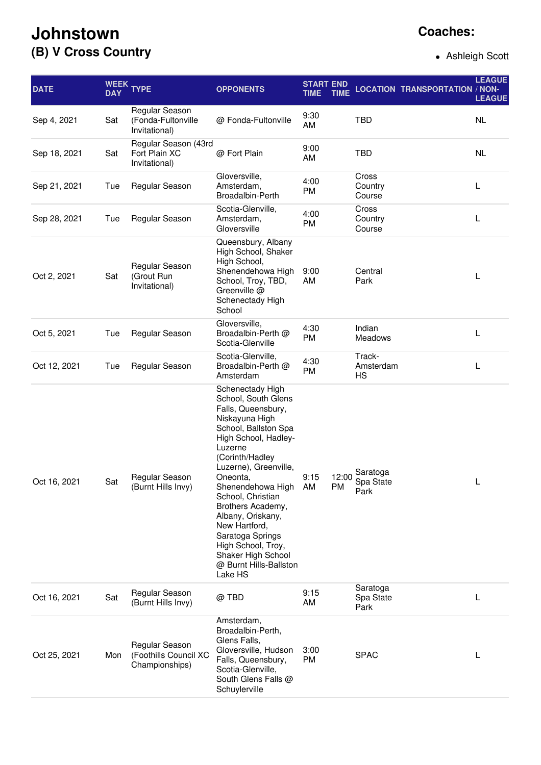# Johnstown

## (B) V Cross Country

**Coaches:**

- Ashleigh Scott

| DATE | WEEK DAY | TYPE | OPPONENTS | START TIME | END TIME | LOCATION | TRANSPORTATION | LEAGUE / NON-LEAGUE |
|---|---|---|---|---|---|---|---|---|
| Sep 4, 2021 | Sat | Regular Season (Fonda-Fultonville Invitational) | @ Fonda-Fultonville | 9:30 AM | | TBD | | NL |
| Sep 18, 2021 | Sat | Regular Season (43rd Fort Plain XC Invitational) | @ Fort Plain | 9:00 AM | | TBD | | NL |
| Sep 21, 2021 | Tue | Regular Season | Gloversville, Amsterdam, Broadalbin-Perth | 4:00 PM | | Cross Country Course | | L |
| Sep 28, 2021 | Tue | Regular Season | Scotia-Glenville, Amsterdam, Gloversville | 4:00 PM | | Cross Country Course | | L |
| Oct 2, 2021 | Sat | Regular Season (Grout Run Invitational) | Queensbury, Albany High School, Shaker High School, Shenendehowa High School, Troy, TBD, Greenville @ Schenectady High School | 9:00 AM | | Central Park | | L |
| Oct 5, 2021 | Tue | Regular Season | Gloversville, Broadalbin-Perth @ Scotia-Glenville | 4:30 PM | | Indian Meadows | | L |
| Oct 12, 2021 | Tue | Regular Season | Scotia-Glenville, Broadalbin-Perth @ Amsterdam | 4:30 PM | | Track- Amsterdam HS | | L |
| Oct 16, 2021 | Sat | Regular Season (Burnt Hills Invy) | Schenectady High School, South Glens Falls, Queensbury, Niskayuna High School, Ballston Spa High School, Hadley-Luzerne (Corinth/Hadley Luzerne), Greenville, Oneonta, Shenendehowa High School, Christian Brothers Academy, Albany, Oriskany, New Hartford, Saratoga Springs High School, Troy, Shaker High School @ Burnt Hills-Ballston Lake HS | 9:15 AM | 12:00 PM | Saratoga Spa State Park | | L |
| Oct 16, 2021 | Sat | Regular Season (Burnt Hills Invy) | @ TBD | 9:15 AM | | Saratoga Spa State Park | | L |
| Oct 25, 2021 | Mon | Regular Season (Foothills Council XC Championships) | Amsterdam, Broadalbin-Perth, Glens Falls, Gloversville, Hudson Falls, Queensbury, Scotia-Glenville, South Glens Falls @ Schuylerville | 3:00 PM | | SPAC | | L |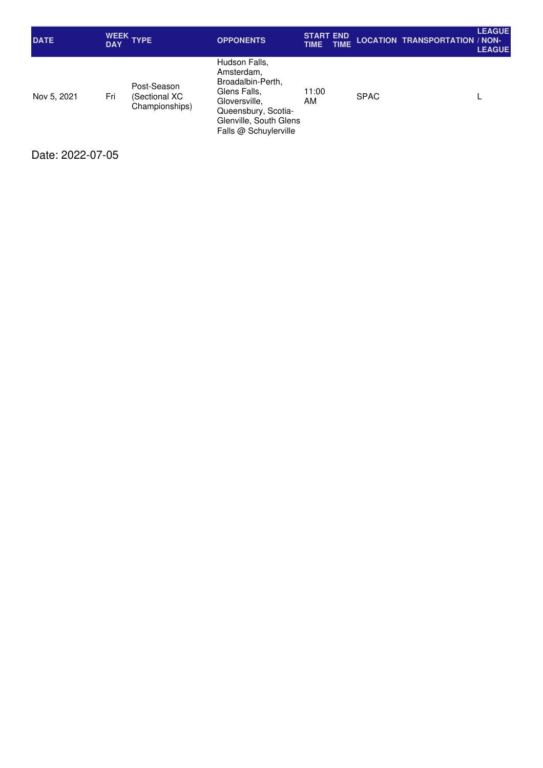| DATE | WEEK DAY | TYPE | OPPONENTS | START TIME | END TIME | LOCATION | TRANSPORTATION | LEAGUE / NON-LEAGUE |
|---|---|---|---|---|---|---|---|---|
| Nov 5, 2021 | Fri | Post-Season (Sectional XC Championships) | Hudson Falls, Amsterdam, Broadalbin-Perth, Glens Falls, Gloversville, Queensbury, Scotia-Glenville, South Glens Falls @ Schuylerville | 11:00 AM | | SPAC | | L |

Date: 2022-07-05